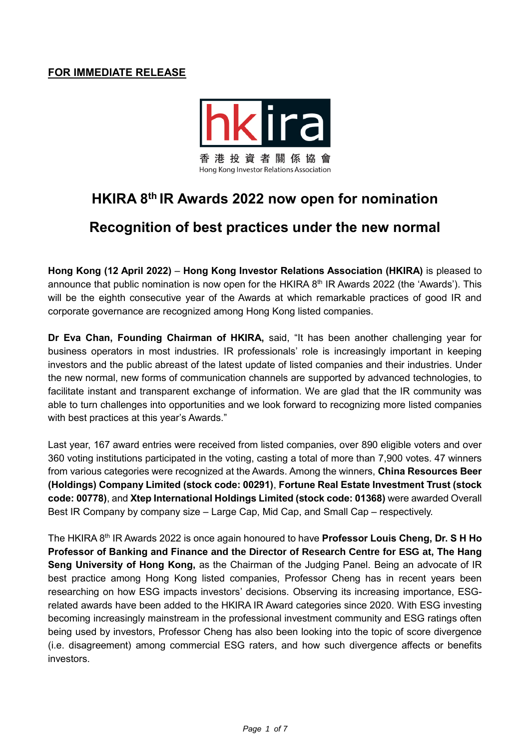**FOR IMMEDIATE RELEASE**

hkira
香 港 投 資 者 關 係 協 會
Hong Kong Investor Relations Association

# HKIRA 8th IR Awards 2022 now open for nomination

## Recognition of best practices under the new normal

**Hong Kong (12 April 2022)** – **Hong Kong Investor Relations Association (HKIRA)** is pleased to announce that public nomination is now open for the HKIRA 8th IR Awards 2022 (the 'Awards'). This will be the eighth consecutive year of the Awards at which remarkable practices of good IR and corporate governance are recognized among Hong Kong listed companies.

**Dr Eva Chan, Founding Chairman of HKIRA,** said, "It has been another challenging year for business operators in most industries. IR professionals' role is increasingly important in keeping investors and the public abreast of the latest update of listed companies and their industries. Under the new normal, new forms of communication channels are supported by advanced technologies, to facilitate instant and transparent exchange of information. We are glad that the IR community was able to turn challenges into opportunities and we look forward to recognizing more listed companies with best practices at this year's Awards."

Last year, 167 award entries were received from listed companies, over 890 eligible voters and over 360 voting institutions participated in the voting, casting a total of more than 7,900 votes. 47 winners from various categories were recognized at the Awards. Among the winners, **China Resources Beer (Holdings) Company Limited (stock code: 00291)**, **Fortune Real Estate Investment Trust (stock code: 00778)**, and **Xtep International Holdings Limited (stock code: 01368)** were awarded Overall Best IR Company by company size – Large Cap, Mid Cap, and Small Cap – respectively.

The HKIRA 8th IR Awards 2022 is once again honoured to have **Professor Louis Cheng, Dr. S H Ho Professor of Banking and Finance and the Director of Research Centre for ESG at, The Hang Seng University of Hong Kong,** as the Chairman of the Judging Panel. Being an advocate of IR best practice among Hong Kong listed companies, Professor Cheng has in recent years been researching on how ESG impacts investors' decisions. Observing its increasing importance, ESG-related awards have been added to the HKIRA IR Award categories since 2020. With ESG investing becoming increasingly mainstream in the professional investment community and ESG ratings often being used by investors, Professor Cheng has also been looking into the topic of score divergence (i.e. disagreement) among commercial ESG raters, and how such divergence affects or benefits investors.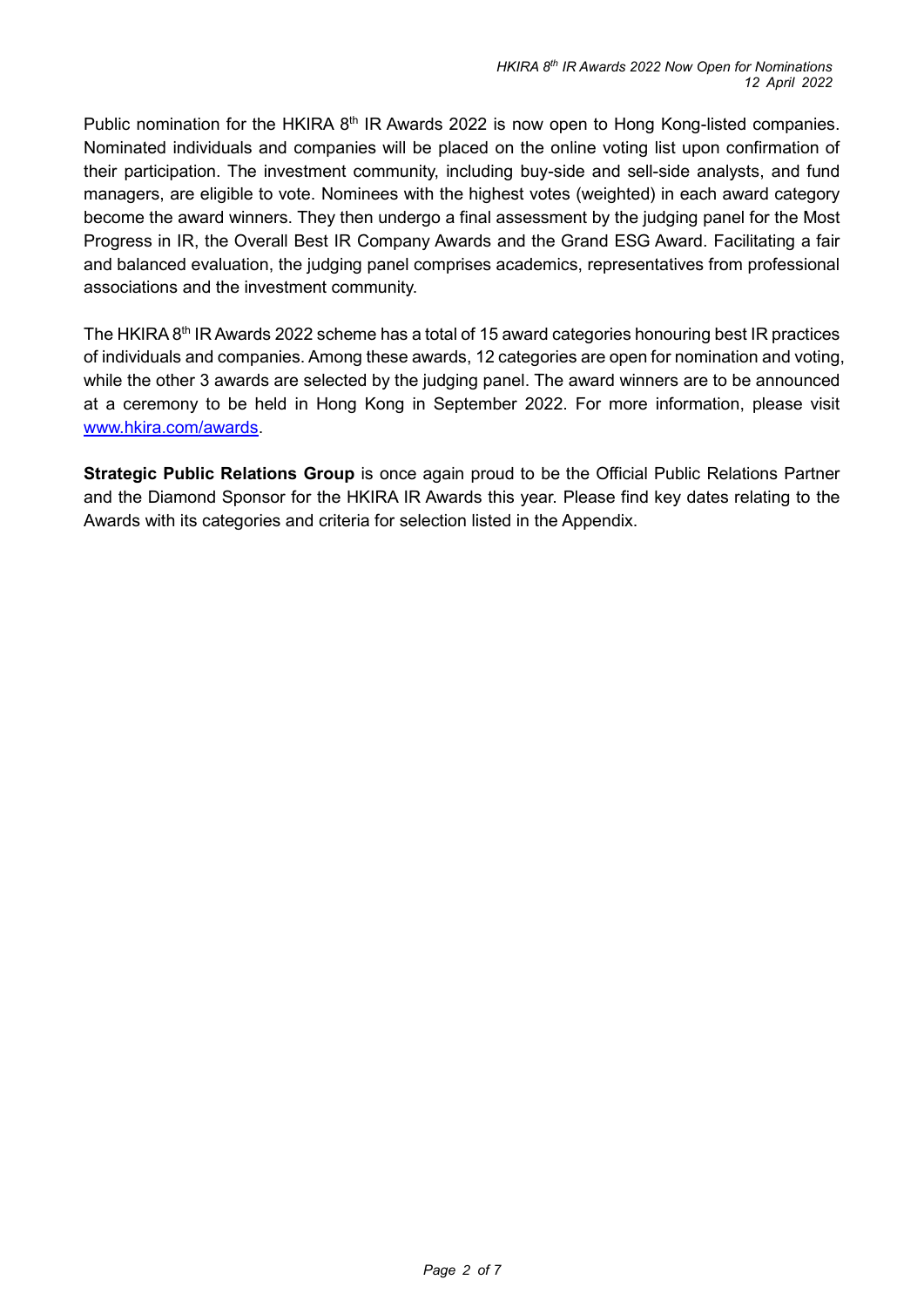Public nomination for the HKIRA 8th IR Awards 2022 is now open to Hong Kong-listed companies. Nominated individuals and companies will be placed on the online voting list upon confirmation of their participation. The investment community, including buy-side and sell-side analysts, and fund managers, are eligible to vote. Nominees with the highest votes (weighted) in each award category become the award winners. They then undergo a final assessment by the judging panel for the Most Progress in IR, the Overall Best IR Company Awards and the Grand ESG Award. Facilitating a fair and balanced evaluation, the judging panel comprises academics, representatives from professional associations and the investment community.

The HKIRA 8th IR Awards 2022 scheme has a total of 15 award categories honouring best IR practices of individuals and companies. Among these awards, 12 categories are open for nomination and voting, while the other 3 awards are selected by the judging panel. The award winners are to be announced at a ceremony to be held in Hong Kong in September 2022. For more information, please visit [www.hkira.com/awards](www.hkira.com/awards).

**Strategic Public Relations Group** is once again proud to be the Official Public Relations Partner and the Diamond Sponsor for the HKIRA IR Awards this year. Please find key dates relating to the Awards with its categories and criteria for selection listed in the Appendix.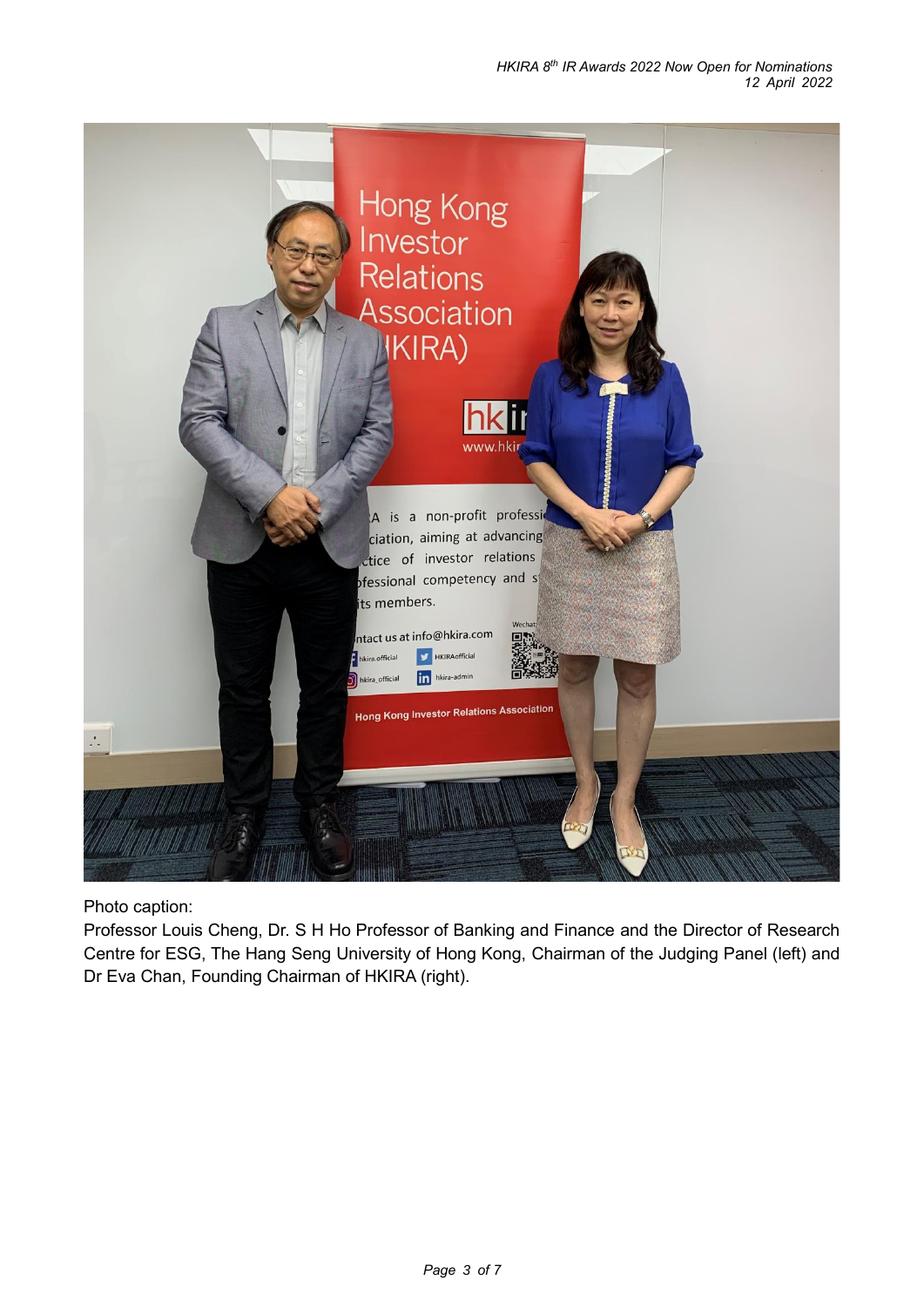Photo caption:
Professor Louis Cheng, Dr. S H Ho Professor of Banking and Finance and the Director of Research Centre for ESG, The Hang Seng University of Hong Kong, Chairman of the Judging Panel (left) and Dr Eva Chan, Founding Chairman of HKIRA (right).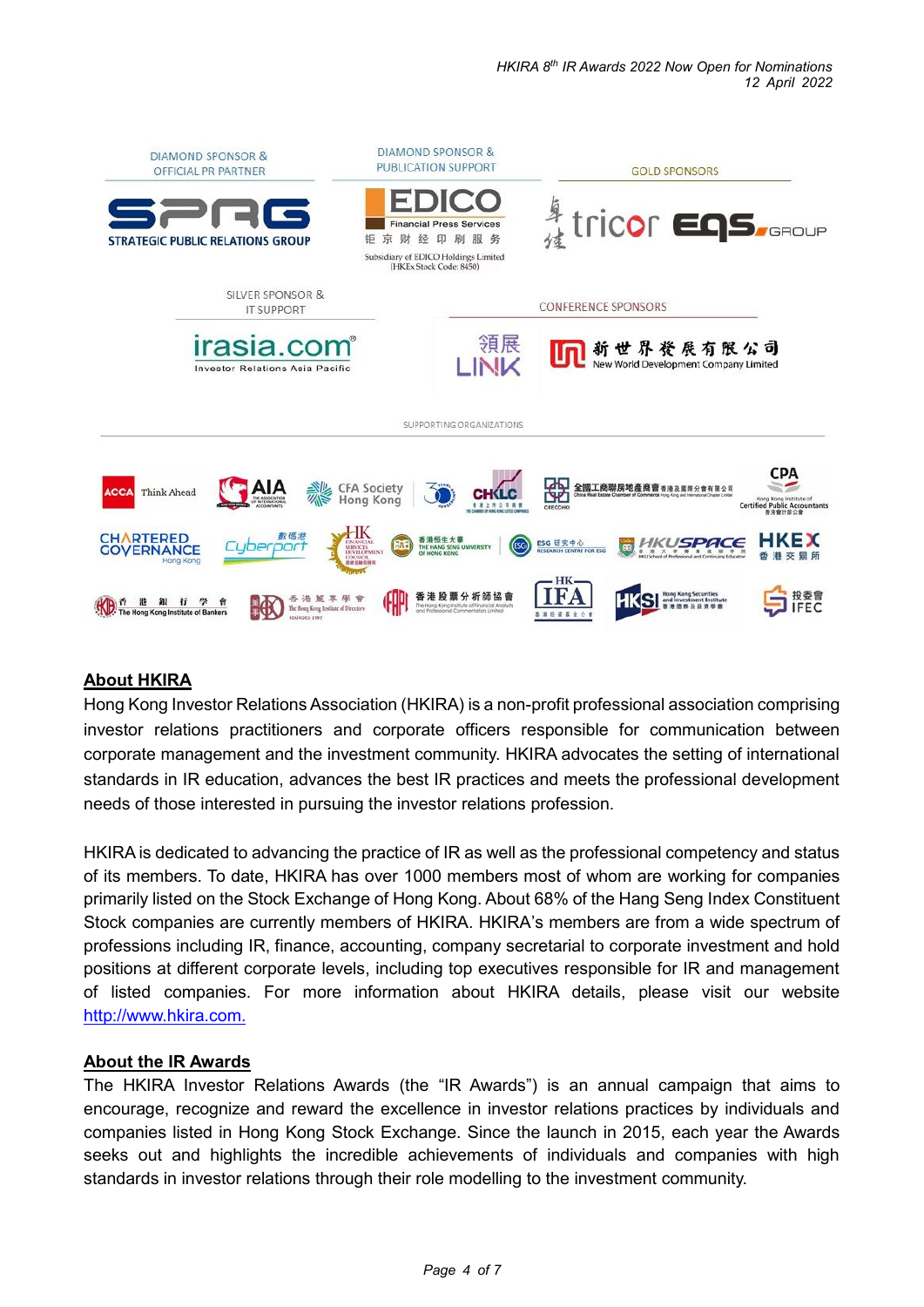DIAMOND SPONSOR & OFFICIAL PR PARTNER

DIAMOND SPONSOR & PUBLICATION SUPPORT

GOLD SPONSORS

SILVER SPONSOR & IT SUPPORT

CONFERENCE SPONSORS

SUPPORTING ORGANIZATIONS

## About HKIRA

Hong Kong Investor Relations Association (HKIRA) is a non-profit professional association comprising investor relations practitioners and corporate officers responsible for communication between corporate management and the investment community. HKIRA advocates the setting of international standards in IR education, advances the best IR practices and meets the professional development needs of those interested in pursuing the investor relations profession.

HKIRA is dedicated to advancing the practice of IR as well as the professional competency and status of its members. To date, HKIRA has over 1000 members most of whom are working for companies primarily listed on the Stock Exchange of Hong Kong. About 68% of the Hang Seng Index Constituent Stock companies are currently members of HKIRA. HKIRA's members are from a wide spectrum of professions including IR, finance, accounting, company secretarial to corporate investment and hold positions at different corporate levels, including top executives responsible for IR and management of listed companies. For more information about HKIRA details, please visit our website http://www.hkira.com.

## About the IR Awards

The HKIRA Investor Relations Awards (the "IR Awards") is an annual campaign that aims to encourage, recognize and reward the excellence in investor relations practices by individuals and companies listed in Hong Kong Stock Exchange. Since the launch in 2015, each year the Awards seeks out and highlights the incredible achievements of individuals and companies with high standards in investor relations through their role modelling to the investment community.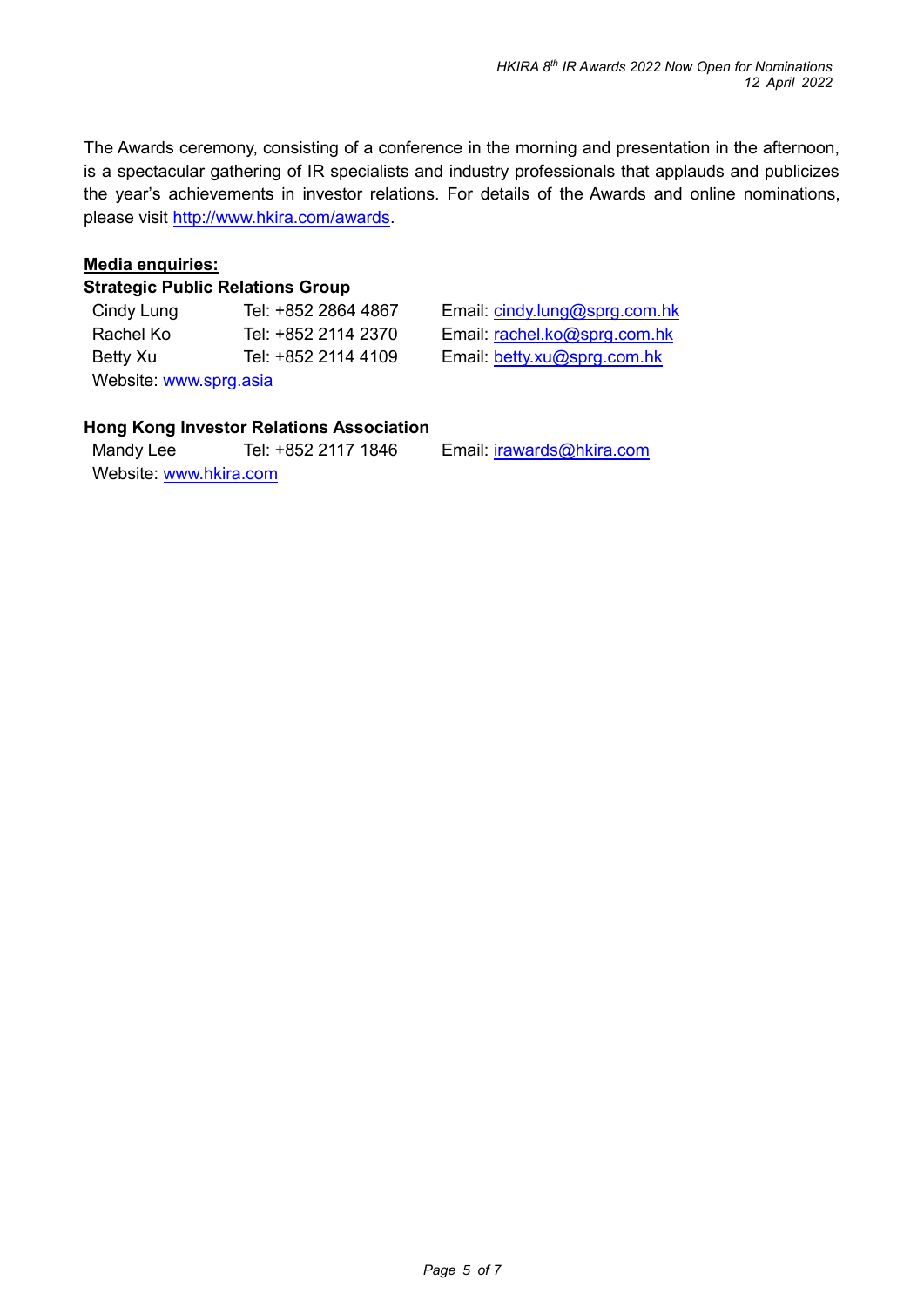The Awards ceremony, consisting of a conference in the morning and presentation in the afternoon, is a spectacular gathering of IR specialists and industry professionals that applauds and publicizes the year's achievements in investor relations. For details of the Awards and online nominations, please visit http://www.hkira.com/awards.

**Media enquiries:**

**Strategic Public Relations Group**

| | | |
|---|---|---|
| Cindy Lung | Tel: +852 2864 4867 | Email: cindy.lung@sprg.com.hk |
| Rachel Ko | Tel: +852 2114 2370 | Email: rachel.ko@sprg.com.hk |
| Betty Xu | Tel: +852 2114 4109 | Email: betty.xu@sprg.com.hk |

Website: www.sprg.asia

**Hong Kong Investor Relations Association**

| | | |
|---|---|---|
| Mandy Lee | Tel: +852 2117 1846 | Email: irawards@hkira.com |

Website: www.hkira.com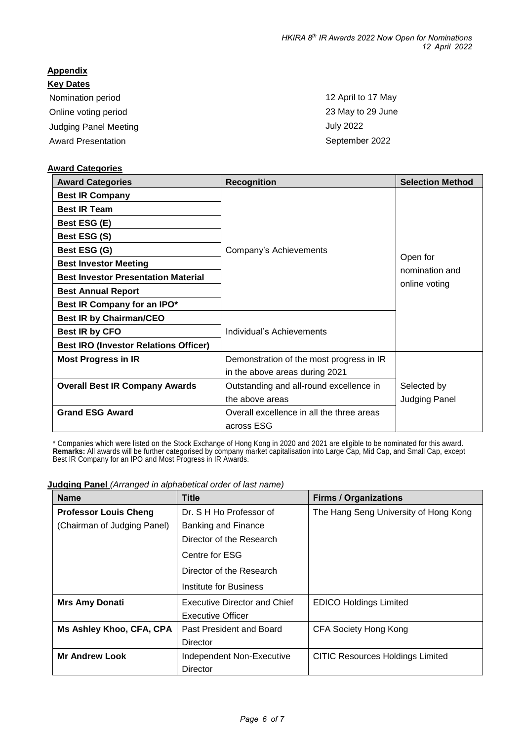**Appendix**

**Key Dates**

| | |
|---|---|
| Nomination period | 12 April to 17 May |
| Online voting period | 23 May to 29 June |
| Judging Panel Meeting | July 2022 |
| Award Presentation | September 2022 |

**Award Categories**

| Award Categories | Recognition | Selection Method |
|---|---|---|
| **Best IR Company** | Company's Achievements | Open for nomination and online voting |
| **Best IR Team** | | |
| **Best ESG (E)** | | |
| **Best ESG (S)** | | |
| **Best ESG (G)** | | |
| **Best Investor Meeting** | | |
| **Best Investor Presentation Material** | | |
| **Best Annual Report** | | |
| **Best IR Company for an IPO*** | | |
| **Best IR by Chairman/CEO** | Individual's Achievements | |
| **Best IR by CFO** | | |
| **Best IRO (Investor Relations Officer)** | | |
| **Most Progress in IR** | Demonstration of the most progress in IR in the above areas during 2021 | Selected by Judging Panel |
| **Overall Best IR Company Awards** | Outstanding and all-round excellence in the above areas | |
| **Grand ESG Award** | Overall excellence in all the three areas across ESG | |

\* Companies which were listed on the Stock Exchange of Hong Kong in 2020 and 2021 are eligible to be nominated for this award.
**Remarks:** All awards will be further categorised by company market capitalisation into Large Cap, Mid Cap, and Small Cap, except Best IR Company for an IPO and Most Progress in IR Awards.

**Judging Panel** *(Arranged in alphabetical order of last name)*

| Name | Title | Firms / Organizations |
|---|---|---|
| **Professor Louis Cheng** (Chairman of Judging Panel) | Dr. S H Ho Professor of Banking and Finance<br>Director of the Research Centre for ESG<br>Director of the Research Institute for Business | The Hang Seng University of Hong Kong |
| **Mrs Amy Donati** | Executive Director and Chief Executive Officer | EDICO Holdings Limited |
| **Ms Ashley Khoo, CFA, CPA** | Past President and Board Director | CFA Society Hong Kong |
| **Mr Andrew Look** | Independent Non-Executive Director | CITIC Resources Holdings Limited |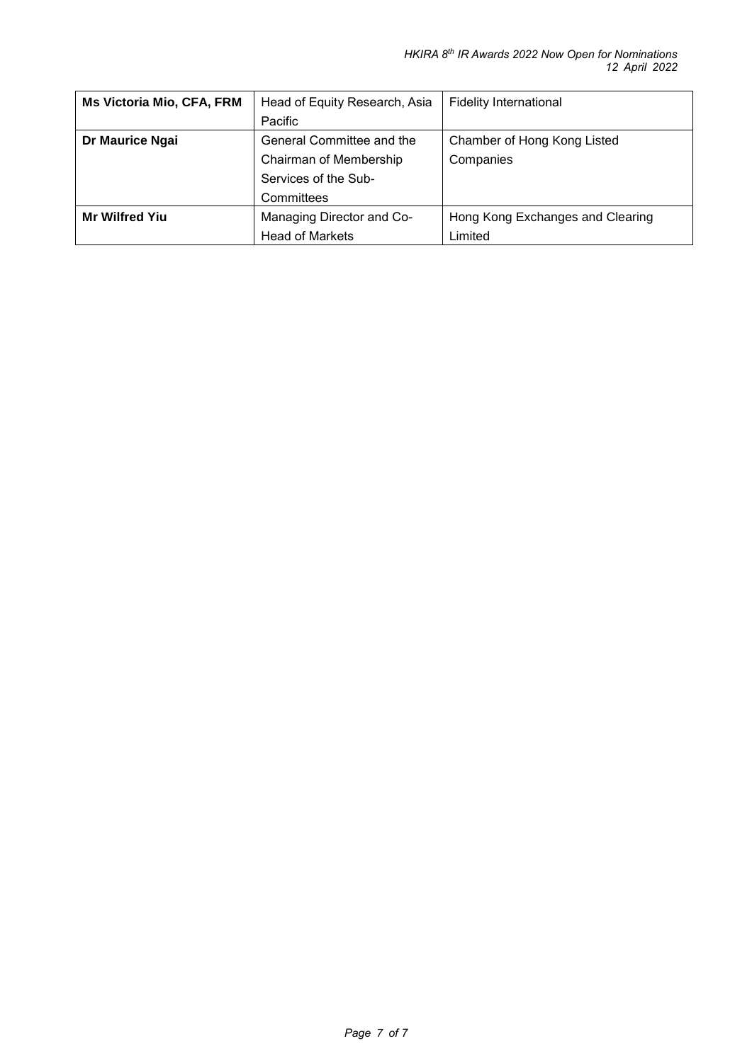| | | |
|---|---|---|
| **Ms Victoria Mio, CFA, FRM** | Head of Equity Research, Asia Pacific | Fidelity International |
| **Dr Maurice Ngai** | General Committee and the Chairman of Membership Services of the Sub-Committees | Chamber of Hong Kong Listed Companies |
| **Mr Wilfred Yiu** | Managing Director and Co-Head of Markets | Hong Kong Exchanges and Clearing Limited |